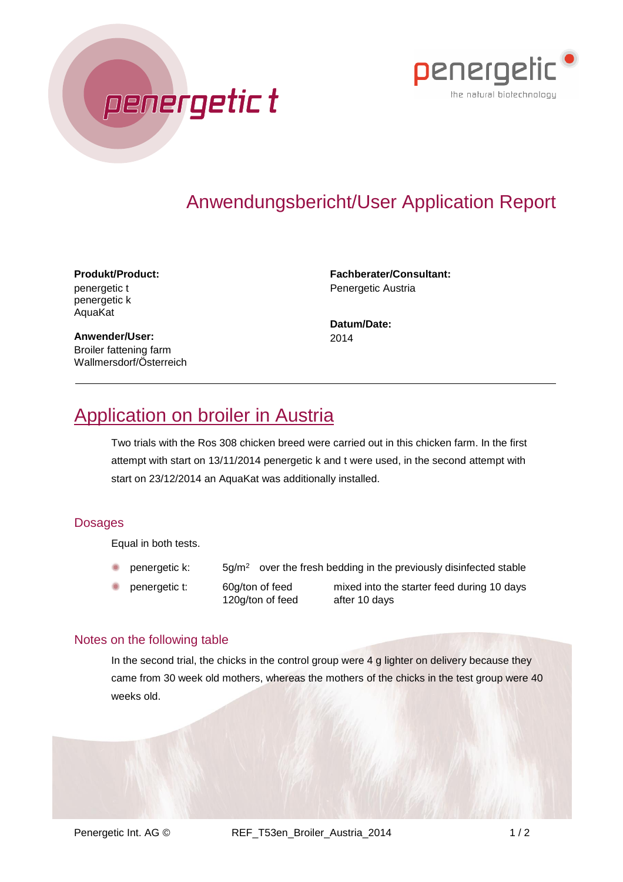penergetic t

penergetic – the natural biotechnology

# Anwendungsbericht/User Application Report

**Produkt/Product:**
penergetic t
penergetic k
AquaKat

**Anwender/User:**
Broiler fattening farm
Wallmersdorf/Österreich

**Fachberater/Consultant:**
Penergetic Austria

**Datum/Date:**
2014

---

## Application on broiler in Austria

Two trials with the Ros 308 chicken breed were carried out in this chicken farm. In the first attempt with start on 13/11/2014 penergetic k and t were used, in the second attempt with start on 23/12/2014 an AquaKat was additionally installed.

### Dosages

Equal in both tests.

- penergetic k: 5g/$m^2$ over the fresh bedding in the previously disinfected stable
- penergetic t: 60g/ton of feed mixed into the starter feed during 10 days; 120g/ton of feed after 10 days

### Notes on the following table

In the second trial, the chicks in the control group were 4 g lighter on delivery because they came from 30 week old mothers, whereas the mothers of the chicks in the test group were 40 weeks old.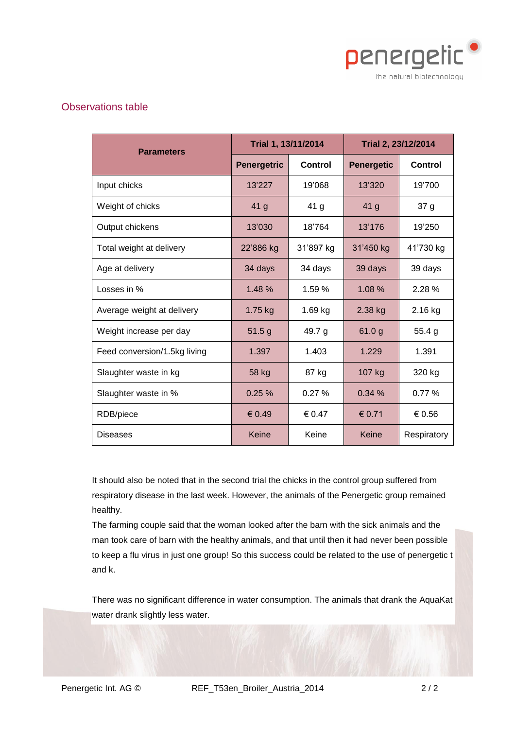## Observations table

| Parameters | Trial 1, 13/11/2014 | | Trial 2, 23/12/2014 | |
|---|---|---|---|---|
| | **Penergetric** | **Control** | **Penergetic** | **Control** |
| Input chicks | 13'227 | 19'068 | 13'320 | 19'700 |
| Weight of chicks | 41 g | 41 g | 41 g | 37 g |
| Output chickens | 13'030 | 18'764 | 13'176 | 19'250 |
| Total weight at delivery | 22'886 kg | 31'897 kg | 31'450 kg | 41'730 kg |
| Age at delivery | 34 days | 34 days | 39 days | 39 days |
| Losses in % | 1.48 % | 1.59 % | 1.08 % | 2.28 % |
| Average weight at delivery | 1.75 kg | 1.69 kg | 2.38 kg | 2.16 kg |
| Weight increase per day | 51.5 g | 49.7 g | 61.0 g | 55.4 g |
| Feed conversion/1.5kg living | 1.397 | 1.403 | 1.229 | 1.391 |
| Slaughter waste in kg | 58 kg | 87 kg | 107 kg | 320 kg |
| Slaughter waste in % | 0.25 % | 0.27 % | 0.34 % | 0.77 % |
| RDB/piece | € 0.49 | € 0.47 | € 0.71 | € 0.56 |
| Diseases | Keine | Keine | Keine | Respiratory |

It should also be noted that in the second trial the chicks in the control group suffered from respiratory disease in the last week. However, the animals of the Penergetic group remained healthy.

The farming couple said that the woman looked after the barn with the sick animals and the man took care of barn with the healthy animals, and that until then it had never been possible to keep a flu virus in just one group! So this success could be related to the use of penergetic t and k.

There was no significant difference in water consumption. The animals that drank the AquaKat water drank slightly less water.